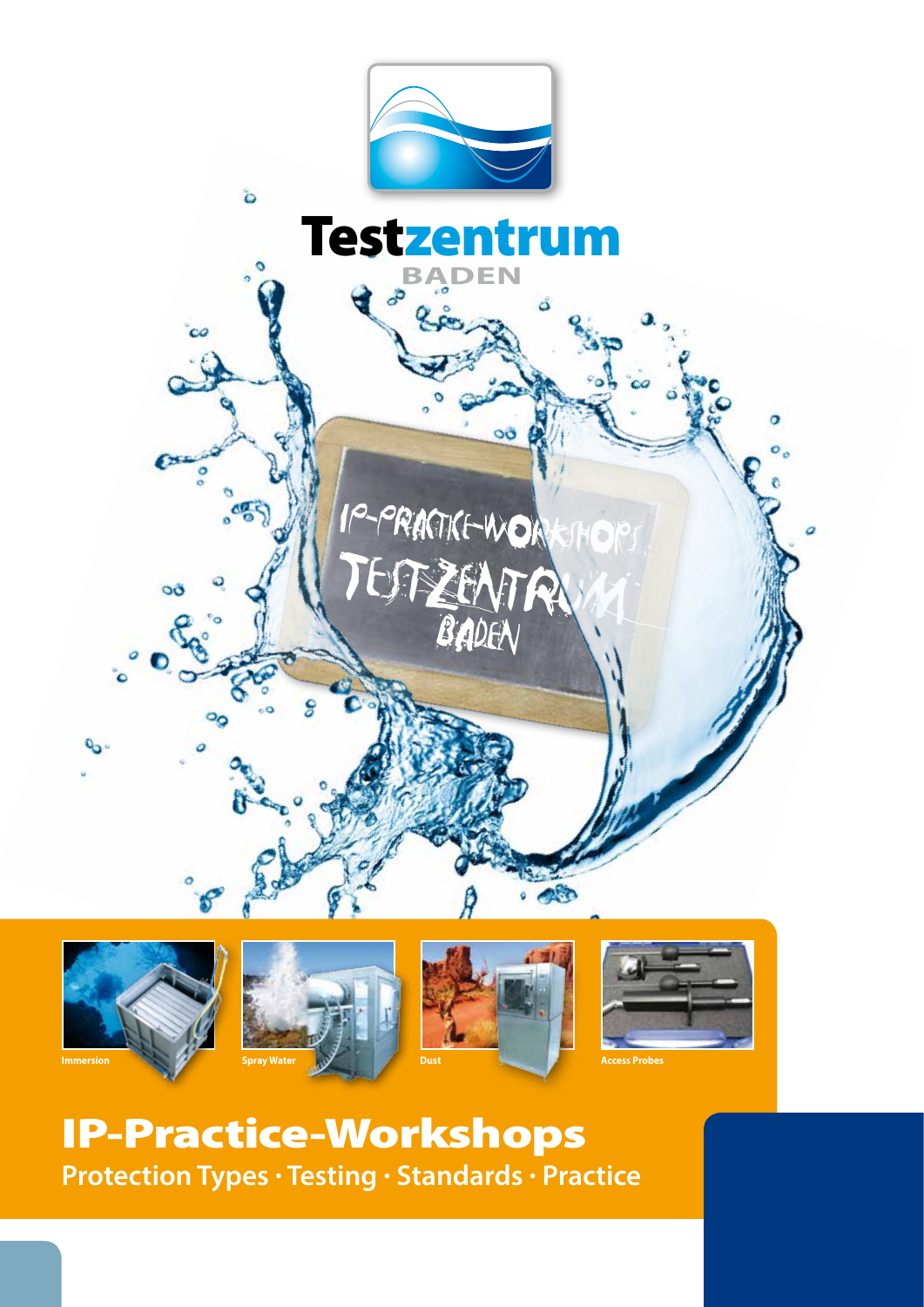# Testzentrum BADEN

IP-PRACTICE-WORKSHOPS
TESTZENTRUM
BADEN

Immersion

Spray Water

Dust

Access Probes

# IP-Practice-Workshops

**Protection Types · Testing · Standards · Practice**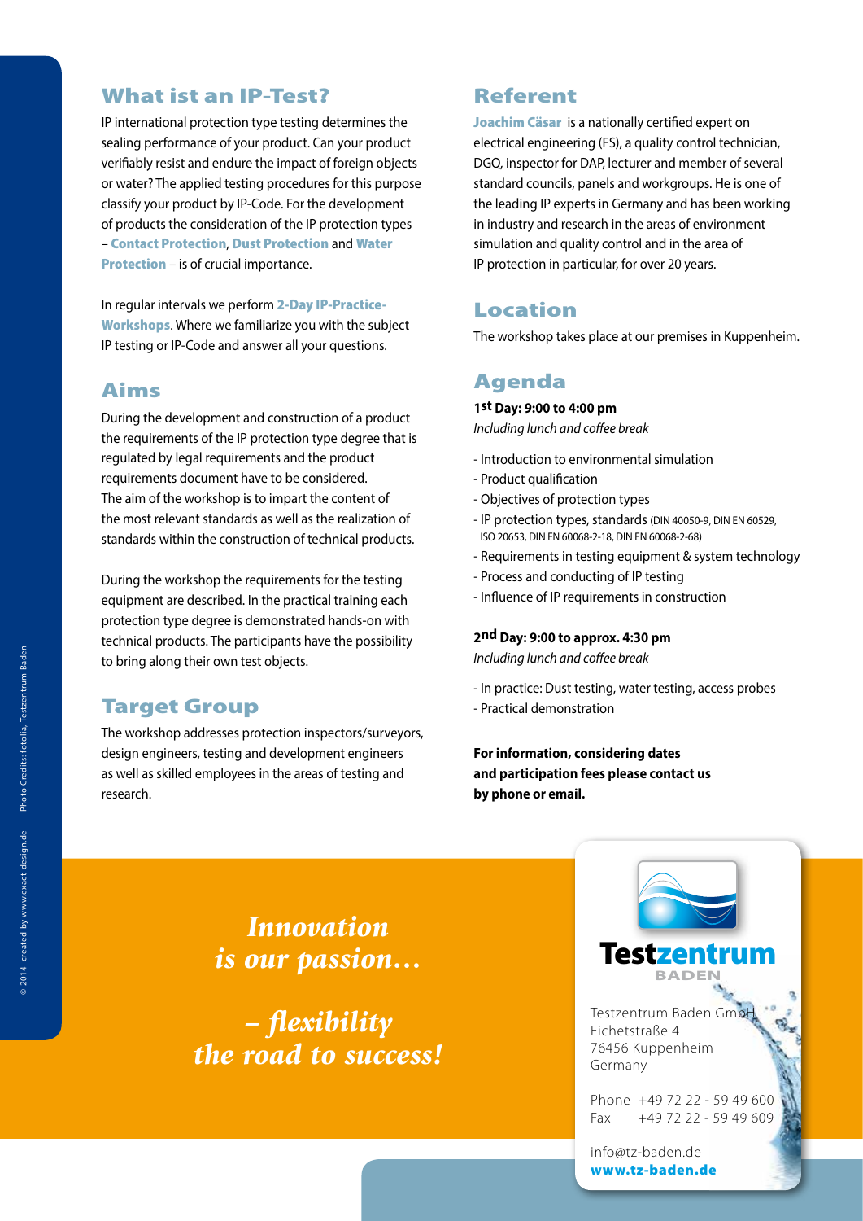## What ist an IP-Test?

IP international protection type testing determines the sealing performance of your product. Can your product verifiably resist and endure the impact of foreign objects or water? The applied testing procedures for this purpose classify your product by IP-Code. For the development of products the consideration of the IP protection types – **Contact Protection**, **Dust Protection** and **Water Protection** – is of crucial importance.

In regular intervals we perform **2-Day IP-Practice-Workshops**. Where we familiarize you with the subject IP testing or IP-Code and answer all your questions.

## Aims

During the development and construction of a product the requirements of the IP protection type degree that is regulated by legal requirements and the product requirements document have to be considered. The aim of the workshop is to impart the content of the most relevant standards as well as the realization of standards within the construction of technical products.

During the workshop the requirements for the testing equipment are described. In the practical training each protection type degree is demonstrated hands-on with technical products. The participants have the possibility to bring along their own test objects.

## Target Group

The workshop addresses protection inspectors/surveyors, design engineers, testing and development engineers as well as skilled employees in the areas of testing and research.

## Referent

**Joachim Cäsar** is a nationally certified expert on electrical engineering (FS), a quality control technician, DGQ, inspector for DAP, lecturer and member of several standard councils, panels and workgroups. He is one of the leading IP experts in Germany and has been working in industry and research in the areas of environment simulation and quality control and in the area of IP protection in particular, for over 20 years.

## Location

The workshop takes place at our premises in Kuppenheim.

## Agenda

**1st Day: 9:00 to 4:00 pm**
*Including lunch and coffee break*

- Introduction to environmental simulation
- Product qualification
- Objectives of protection types
- IP protection types, standards (DIN 40050-9, DIN EN 60529, ISO 20653, DIN EN 60068-2-18, DIN EN 60068-2-68)
- Requirements in testing equipment & system technology
- Process and conducting of IP testing
- Influence of IP requirements in construction

**2nd Day: 9:00 to approx. 4:30 pm**
*Including lunch and coffee break*

- In practice: Dust testing, water testing, access probes
- Practical demonstration

**For information, considering dates and participation fees please contact us by phone or email.**

*Innovation is our passion…*

*– flexibility the road to success!*

**Testzentrum BADEN**

Testzentrum Baden GmbH
Eichetstraße 4
76456 Kuppenheim
Germany

Phone +49 72 22 - 59 49 600
Fax +49 72 22 - 59 49 609

info@tz-baden.de
**www.tz-baden.de**

© 2014 created by www.exact-design.de Photo Credits: fotolia, Testzentrum Baden